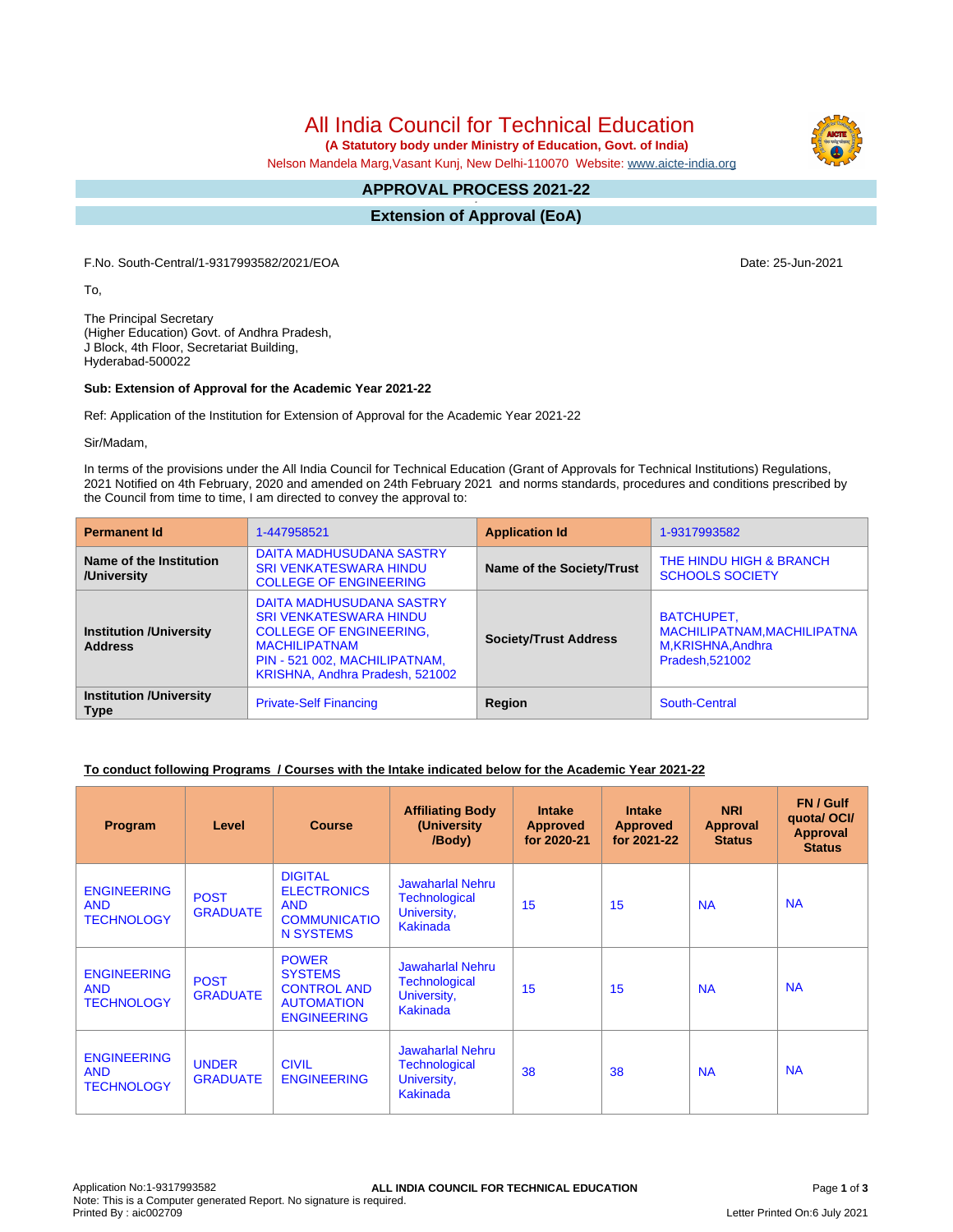# All India Council for Technical Education

**(A Statutory body under Ministry of Education, Govt. of India)**

Nelson Mandela Marg,Vasant Kunj, New Delhi-110070 Website: www.aicte-india.org

## APPROVAL PROCESS 2021-22

## Extension of Approval (EoA)

F.No. South-Central/1-9317993582/2021/EOA

Date: 25-Jun-2021

To,

The Principal Secretary
(Higher Education) Govt. of Andhra Pradesh,
J Block, 4th Floor, Secretariat Building,
Hyderabad-500022

**Sub: Extension of Approval for the Academic Year 2021-22**

Ref: Application of the Institution for Extension of Approval for the Academic Year 2021-22

Sir/Madam,

In terms of the provisions under the All India Council for Technical Education (Grant of Approvals for Technical Institutions) Regulations, 2021 Notified on 4th February, 2020 and amended on 24th February 2021 and norms standards, procedures and conditions prescribed by the Council from time to time, I am directed to convey the approval to:

| **Permanent Id** | 1-447958521 | **Application Id** | 1-9317993582 |
|---|---|---|---|
| **Name of the Institution /University** | DAITA MADHUSUDANA SASTRY SRI VENKATESWARA HINDU COLLEGE OF ENGINEERING | **Name of the Society/Trust** | THE HINDU HIGH & BRANCH SCHOOLS SOCIETY |
| **Institution /University Address** | DAITA MADHUSUDANA SASTRY SRI VENKATESWARA HINDU COLLEGE OF ENGINEERING, MACHILIPATNAM PIN - 521 002, MACHILIPATNAM, KRISHNA, Andhra Pradesh, 521002 | **Society/Trust Address** | BATCHUPET, MACHILIPATNAM,MACHILIPATNAM,KRISHNA,Andhra Pradesh,521002 |
| **Institution /University Type** | Private-Self Financing | **Region** | South-Central |

**To conduct following Programs / Courses with the Intake indicated below for the Academic Year 2021-22**

| Program | Level | Course | Affiliating Body (University /Body) | Intake Approved for 2020-21 | Intake Approved for 2021-22 | NRI Approval Status | FN / Gulf quota/ OCI/ Approval Status |
|---|---|---|---|---|---|---|---|
| ENGINEERING AND TECHNOLOGY | POST GRADUATE | DIGITAL ELECTRONICS AND COMMUNICATION SYSTEMS | Jawaharlal Nehru Technological University, Kakinada | 15 | 15 | NA | NA |
| ENGINEERING AND TECHNOLOGY | POST GRADUATE | POWER SYSTEMS CONTROL AND AUTOMATION ENGINEERING | Jawaharlal Nehru Technological University, Kakinada | 15 | 15 | NA | NA |
| ENGINEERING AND TECHNOLOGY | UNDER GRADUATE | CIVIL ENGINEERING | Jawaharlal Nehru Technological University, Kakinada | 38 | 38 | NA | NA |

Application No:1-9317993582
Note: This is a Computer generated Report. No signature is required.
Printed By : aic002709

Letter Printed On:6 July 2021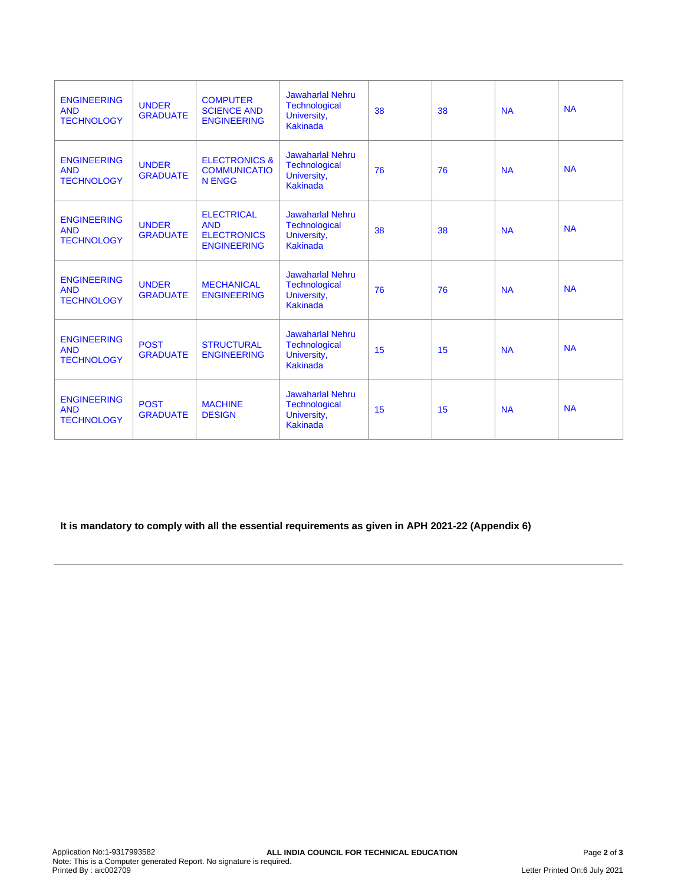| | | | | | | | |
|---|---|---|---|---|---|---|---|
| ENGINEERING AND TECHNOLOGY | UNDER GRADUATE | COMPUTER SCIENCE AND ENGINEERING | Jawaharlal Nehru Technological University, Kakinada | 38 | 38 | NA | NA |
| ENGINEERING AND TECHNOLOGY | UNDER GRADUATE | ELECTRONICS & COMMUNICATION ENGG | Jawaharlal Nehru Technological University, Kakinada | 76 | 76 | NA | NA |
| ENGINEERING AND TECHNOLOGY | UNDER GRADUATE | ELECTRICAL AND ELECTRONICS ENGINEERING | Jawaharlal Nehru Technological University, Kakinada | 38 | 38 | NA | NA |
| ENGINEERING AND TECHNOLOGY | UNDER GRADUATE | MECHANICAL ENGINEERING | Jawaharlal Nehru Technological University, Kakinada | 76 | 76 | NA | NA |
| ENGINEERING AND TECHNOLOGY | POST GRADUATE | STRUCTURAL ENGINEERING | Jawaharlal Nehru Technological University, Kakinada | 15 | 15 | NA | NA |
| ENGINEERING AND TECHNOLOGY | POST GRADUATE | MACHINE DESIGN | Jawaharlal Nehru Technological University, Kakinada | 15 | 15 | NA | NA |

**It is mandatory to comply with all the essential requirements as given in APH 2021-22 (Appendix 6)**

---

Application No:1-9317993582
Note: This is a Computer generated Report. No signature is required.
Printed By : aic002709

**ALL INDIA COUNCIL FOR TECHNICAL EDUCATION**

Letter Printed On:6 July 2021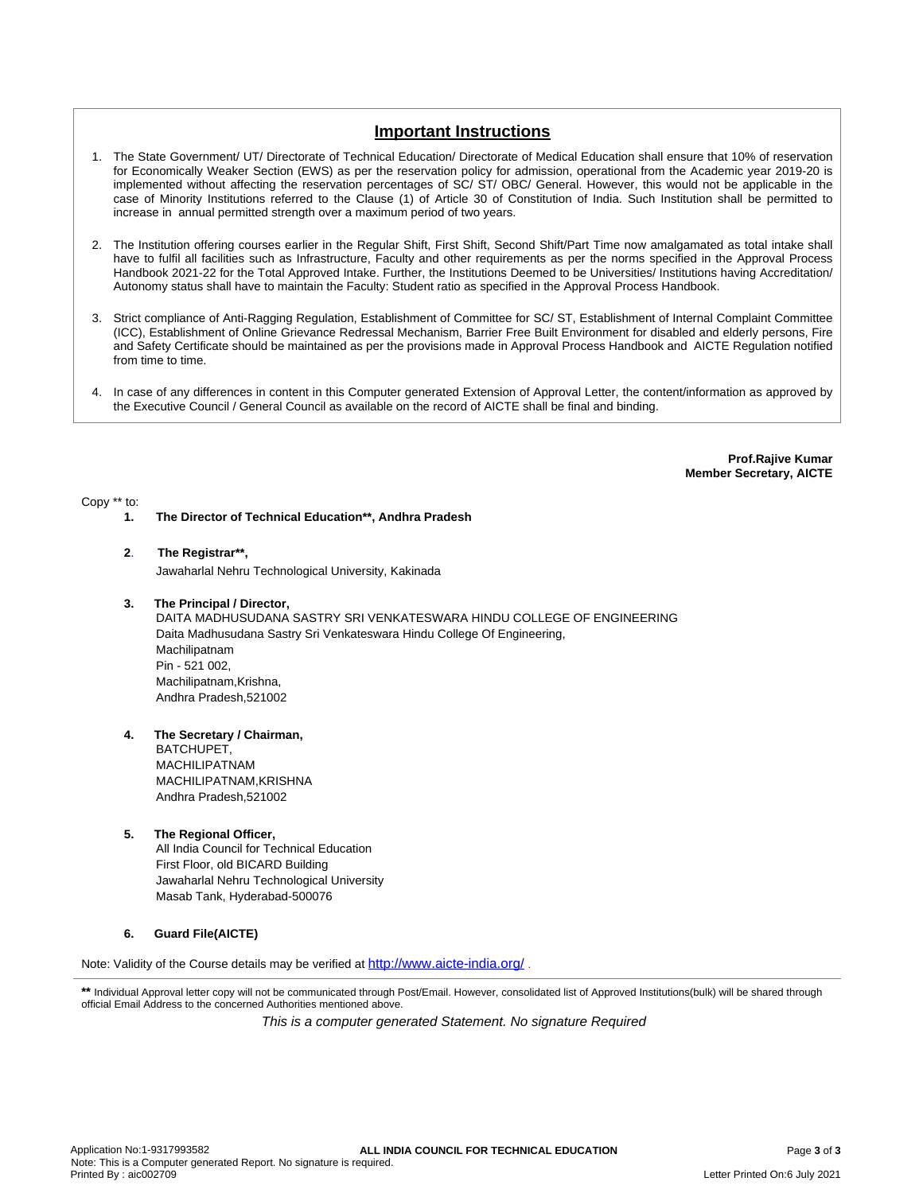## Important Instructions

1. The State Government/ UT/ Directorate of Technical Education/ Directorate of Medical Education shall ensure that 10% of reservation for Economically Weaker Section (EWS) as per the reservation policy for admission, operational from the Academic year 2019-20 is implemented without affecting the reservation percentages of SC/ ST/ OBC/ General. However, this would not be applicable in the case of Minority Institutions referred to the Clause (1) of Article 30 of Constitution of India. Such Institution shall be permitted to increase in annual permitted strength over a maximum period of two years.

2. The Institution offering courses earlier in the Regular Shift, First Shift, Second Shift/Part Time now amalgamated as total intake shall have to fulfil all facilities such as Infrastructure, Faculty and other requirements as per the norms specified in the Approval Process Handbook 2021-22 for the Total Approved Intake. Further, the Institutions Deemed to be Universities/ Institutions having Accreditation/ Autonomy status shall have to maintain the Faculty: Student ratio as specified in the Approval Process Handbook.

3. Strict compliance of Anti-Ragging Regulation, Establishment of Committee for SC/ ST, Establishment of Internal Complaint Committee (ICC), Establishment of Online Grievance Redressal Mechanism, Barrier Free Built Environment for disabled and elderly persons, Fire and Safety Certificate should be maintained as per the provisions made in Approval Process Handbook and AICTE Regulation notified from time to time.

4. In case of any differences in content in this Computer generated Extension of Approval Letter, the content/information as approved by the Executive Council / General Council as available on the record of AICTE shall be final and binding.

**Prof.Rajive Kumar**
**Member Secretary, AICTE**

Copy ** to:

1. **The Director of Technical Education**, Andhra Pradesh**

2. **The Registrar**,**
   Jawaharlal Nehru Technological University, Kakinada

3. **The Principal / Director,**
   DAITA MADHUSUDANA SASTRY SRI VENKATESWARA HINDU COLLEGE OF ENGINEERING
   Daita Madhusudana Sastry Sri Venkateswara Hindu College Of Engineering,
   Machilipatnam
   Pin - 521 002,
   Machilipatnam,Krishna,
   Andhra Pradesh,521002

4. **The Secretary / Chairman,**
   BATCHUPET,
   MACHILIPATNAM
   MACHILIPATNAM,KRISHNA
   Andhra Pradesh,521002

5. **The Regional Officer,**
   All India Council for Technical Education
   First Floor, old BICARD Building
   Jawaharlal Nehru Technological University
   Masab Tank, Hyderabad-500076

6. **Guard File(AICTE)**

Note: Validity of the Course details may be verified at http://www.aicte-india.org/ .

** Individual Approval letter copy will not be communicated through Post/Email. However, consolidated list of Approved Institutions(bulk) will be shared through official Email Address to the concerned Authorities mentioned above.

*This is a computer generated Statement. No signature Required*

Application No:1-9317993582
Note: This is a Computer generated Report. No signature is required.
Printed By : aic002709

Letter Printed On:6 July 2021